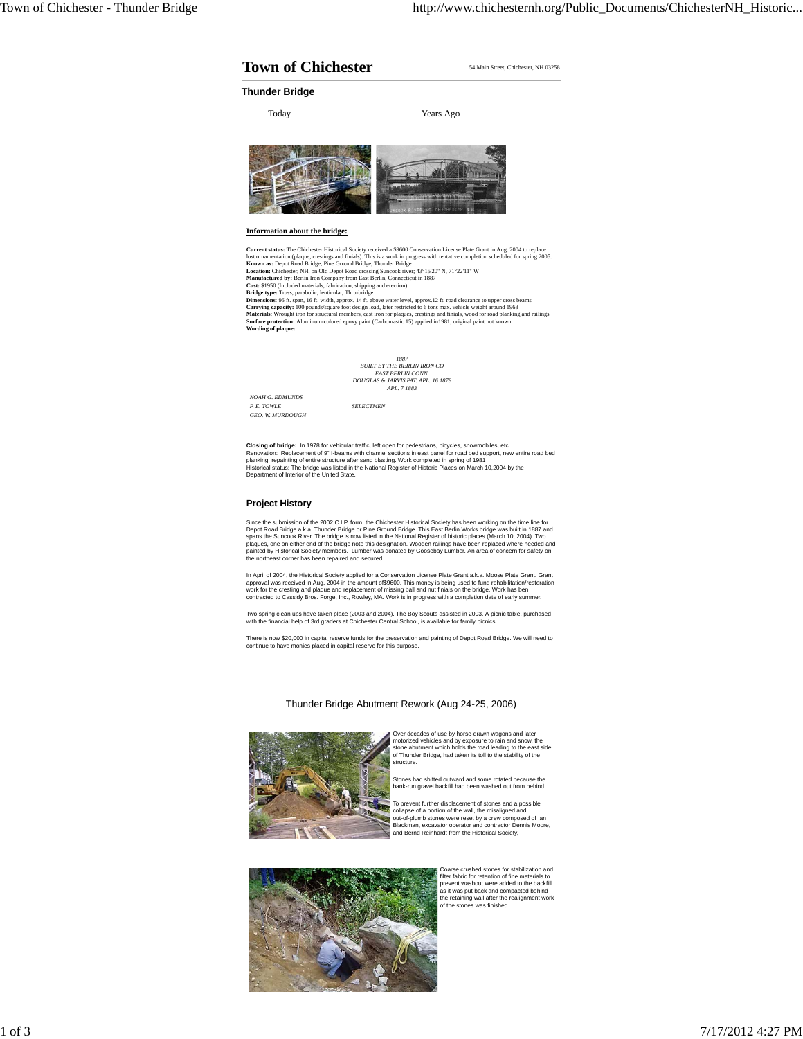# Town of Chichester

54 Main Street, Chichester, NH 03258

## Thunder Bridge

Today Years Ago

**Information about the bridge:**

**Current status:** The Chichester Historical Society received a $9600 Conservation License Plate Grant in Aug. 2004 to replace lost ornamentation (plaque, crestings and finials). This is a work in progress with tentative completion scheduled for spring 2005.
**Known as:** Depot Road Bridge, Pine Ground Bridge, Thunder Bridge
**Location:** Chichester, NH, on Old Depot Road crossing Suncook river; 43°15'20" N, 71°22'11" W
**Manufactured by:** Berlin Iron Company from East Berlin, Connecticut in 1887
**Cost:** $1950 (Included materials, fabrication, shipping and erection)
**Bridge type:** Truss, parabolic, lenticular, Thru-bridge
**Dimensions**: 96 ft. span, 16 ft. width, approx. 14 ft. above water level, approx.12 ft. road clearance to upper cross beams
**Carrying capacity:** 100 pounds/square foot design load, later restricted to 6 tons max. vehicle weight around 1968
**Materials**: Wrought iron for structural members, cast iron for plaques, crestings and finials, wood for road planking and railings
**Surface protection:** Aluminum-colored epoxy paint (Carbomastic 15) applied in1981; original paint not known
**Wording of plaque:**

*1887*
*BUILT BY THE BERLIN IRON CO*
*EAST BERLIN CONN.*
*DOUGLAS & JARVIS PAT. APL. 16 1878*
*APL. 7 1883*

*NOAH G. EDMUNDS*
*F. E. TOWLE* *SELECTMEN*
*GEO. W. MURDOUGH*

**Closing of bridge:** In 1978 for vehicular traffic, left open for pedestrians, bicycles, snowmobiles, etc.
Renovation: Replacement of 9" I-beams with channel sections in east panel for road bed support, new entire road bed planking, repainting of entire structure after sand blasting. Work completed in spring of 1981
Historical status: The bridge was listed in the National Register of Historic Places on March 10,2004 by the Department of Interior of the United State.

## Project History

Since the submission of the 2002 C.I.P. form, the Chichester Historical Society has been working on the time line for Depot Road Bridge a.k.a. Thunder Bridge or Pine Ground Bridge. This East Berlin Works bridge was built in 1887 and spans the Suncook River. The bridge is now listed in the National Register of historic places (March 10, 2004). Two plaques, one on either end of the bridge note this designation. Wooden railings have been replaced where needed and painted by Historical Society members. Lumber was donated by Goosebay Lumber. An area of concern for safety on the northeast corner has been repaired and secured.

In April of 2004, the Historical Society applied for a Conservation License Plate Grant a.k.a. Moose Plate Grant. Grant approval was received in Aug, 2004 in the amount of$9600. This money is being used to fund rehabilitation/restoration work for the cresting and plaque and replacement of missing ball and nut finials on the bridge. Work has ben contracted to Cassidy Bros. Forge, Inc., Rowley, MA. Work is in progress with a completion date of early summer.

Two spring clean ups have taken place (2003 and 2004). The Boy Scouts assisted in 2003. A picnic table, purchased with the financial help of 3rd graders at Chichester Central School, is available for family picnics.

There is now $20,000 in capital reserve funds for the preservation and painting of Depot Road Bridge. We will need to continue to have monies placed in capital reserve for this purpose.

### Thunder Bridge Abutment Rework (Aug 24-25, 2006)

Over decades of use by horse-drawn wagons and later motorized vehicles and by exposure to rain and snow, the stone abutment which holds the road leading to the east side of Thunder Bridge, had taken its toll to the stability of the structure.

Stones had shifted outward and some rotated because the bank-run gravel backfill had been washed out from behind.

To prevent further displacement of stones and a possible collapse of a portion of the wall, the misaligned and out-of-plumb stones were reset by a crew composed of Ian Blackman, excavator operator and contractor Dennis Moore, and Bernd Reinhardt from the Historical Society,

Coarse crushed stones for stabilization and filter fabric for retention of fine materials to prevent washout were added to the backfill as it was put back and compacted behind the retaining wall after the realignment work of the stones was finished.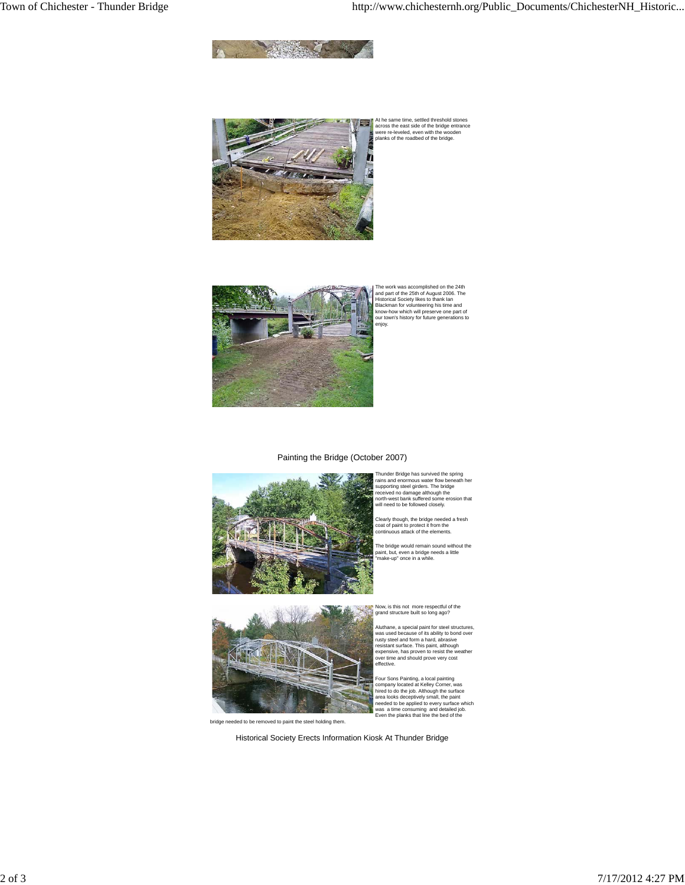At he same time, settled threshold stones across the east side of the bridge entrance were re-leveled, even with the wooden planks of the roadbed of the bridge.

The work was accomplished on the 24th and part of the 25th of August 2006. The Historical Society likes to thank Ian Blackman for volunteering his time and know-how which will preserve one part of our town's history for future generations to enjoy.

## Painting the Bridge (October 2007)

Thunder Bridge has survived the spring rains and enormous water flow beneath her supporting steel girders. The bridge received no damage although the north-west bank suffered some erosion that will need to be followed closely.

Clearly though, the bridge needed a fresh coat of paint to protect it from the continuous attack of the elements.

The bridge would remain sound without the paint, but, even a bridge needs a little "make-up" once in a while.

Now, is this not more respectful of the grand structure built so long ago?

Aluthane, a special paint for steel structures, was used because of its ability to bond over rusty steel and form a hard, abrasive resistant surface. This paint, although expensive, has proven to resist the weather over time and should prove very cost effective.

Four Sons Painting, a local painting company located at Kelley Corner, was hired to do the job. Although the surface area looks deceptively small, the paint needed to be applied to every surface which was a time consuming and detailed job. Even the planks that line the bed of the bridge needed to be removed to paint the steel holding them.

## Historical Society Erects Information Kiosk At Thunder Bridge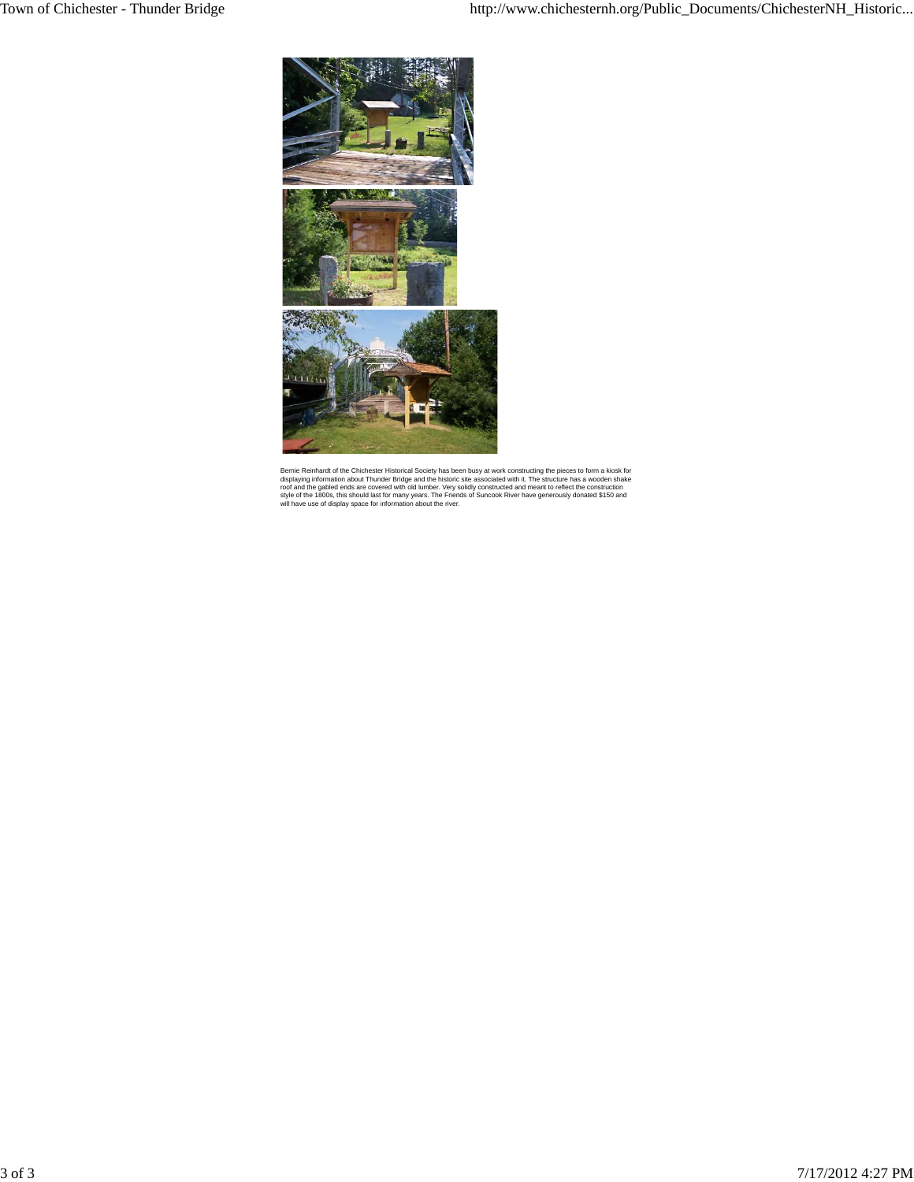Bernie Reinhardt of the Chichester Historical Society has been busy at work constructing the pieces to form a kiosk for displaying information about Thunder Bridge and the historic site associated with it. The structure has a wooden shake roof and the gabled ends are covered with old lumber. Very solidly constructed and meant to reflect the construction style of the 1800s, this should last for many years. The Friends of Suncook River have generously donated $150 and will have use of display space for information about the river.